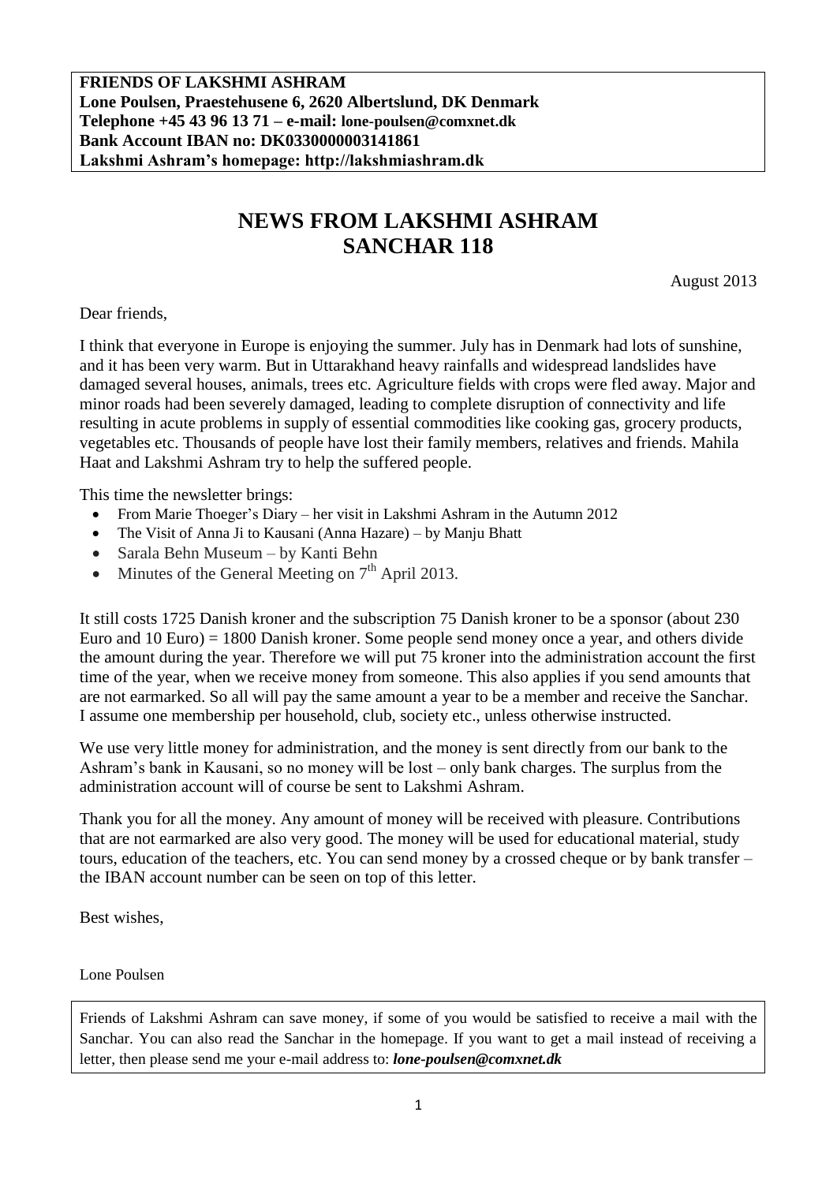**FRIENDS OF LAKSHMI ASHRAM**
**Lone Poulsen, Praestehusene 6, 2620 Albertslund, DK Denmark**
**Telephone +45 43 96 13 71 – e-mail: lone-poulsen@comxnet.dk**
**Bank Account IBAN no: DK0330000003141861**
**Lakshmi Ashram's homepage: http://lakshmiashram.dk**

# NEWS FROM LAKSHMI ASHRAM
# SANCHAR 118

August 2013

Dear friends,

I think that everyone in Europe is enjoying the summer. July has in Denmark had lots of sunshine, and it has been very warm. But in Uttarakhand heavy rainfalls and widespread landslides have damaged several houses, animals, trees etc. Agriculture fields with crops were fled away. Major and minor roads had been severely damaged, leading to complete disruption of connectivity and life resulting in acute problems in supply of essential commodities like cooking gas, grocery products, vegetables etc. Thousands of people have lost their family members, relatives and friends. Mahila Haat and Lakshmi Ashram try to help the suffered people.

This time the newsletter brings:

- From Marie Thoeger's Diary – her visit in Lakshmi Ashram in the Autumn 2012
- The Visit of Anna Ji to Kausani (Anna Hazare) – by Manju Bhatt
- Sarala Behn Museum – by Kanti Behn
- Minutes of the General Meeting on 7th April 2013.

It still costs 1725 Danish kroner and the subscription 75 Danish kroner to be a sponsor (about 230 Euro and 10 Euro) = 1800 Danish kroner. Some people send money once a year, and others divide the amount during the year. Therefore we will put 75 kroner into the administration account the first time of the year, when we receive money from someone. This also applies if you send amounts that are not earmarked. So all will pay the same amount a year to be a member and receive the Sanchar. I assume one membership per household, club, society etc., unless otherwise instructed.

We use very little money for administration, and the money is sent directly from our bank to the Ashram's bank in Kausani, so no money will be lost – only bank charges. The surplus from the administration account will of course be sent to Lakshmi Ashram.

Thank you for all the money. Any amount of money will be received with pleasure. Contributions that are not earmarked are also very good. The money will be used for educational material, study tours, education of the teachers, etc. You can send money by a crossed cheque or by bank transfer – the IBAN account number can be seen on top of this letter.

Best wishes,

Lone Poulsen

Friends of Lakshmi Ashram can save money, if some of you would be satisfied to receive a mail with the Sanchar. You can also read the Sanchar in the homepage. If you want to get a mail instead of receiving a letter, then please send me your e-mail address to: ***lone-poulsen@comxnet.dk***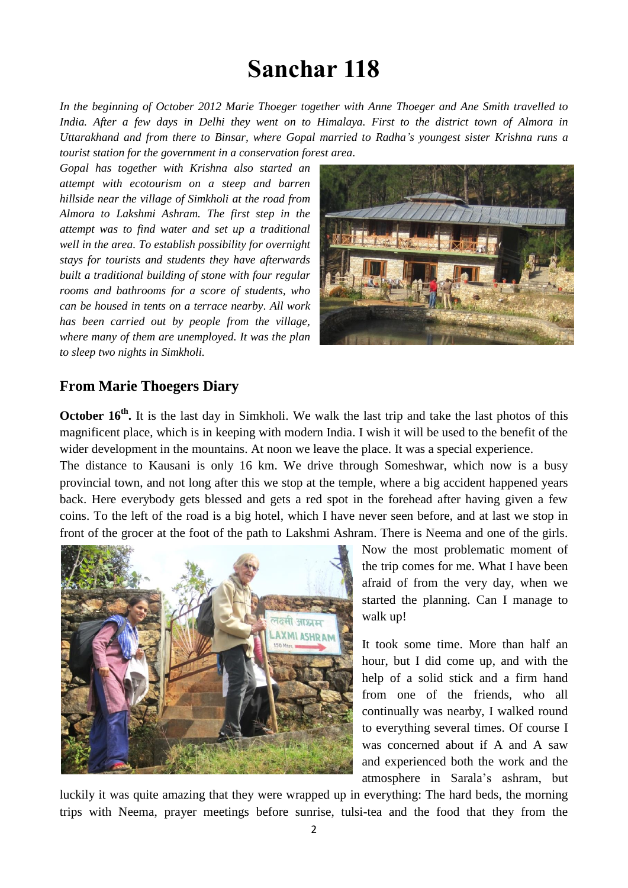# Sanchar 118

*In the beginning of October 2012 Marie Thoeger together with Anne Thoeger and Ane Smith travelled to India. After a few days in Delhi they went on to Himalaya. First to the district town of Almora in Uttarakhand and from there to Binsar, where Gopal married to Radha's youngest sister Krishna runs a tourist station for the government in a conservation forest area.*

*Gopal has together with Krishna also started an attempt with ecotourism on a steep and barren hillside near the village of Simkholi at the road from Almora to Lakshmi Ashram. The first step in the attempt was to find water and set up a traditional well in the area. To establish possibility for overnight stays for tourists and students they have afterwards built a traditional building of stone with four regular rooms and bathrooms for a score of students, who can be housed in tents on a terrace nearby. All work has been carried out by people from the village, where many of them are unemployed. It was the plan to sleep two nights in Simkholi.*

## From Marie Thoegers Diary

**October 16th.** It is the last day in Simkholi. We walk the last trip and take the last photos of this magnificent place, which is in keeping with modern India. I wish it will be used to the benefit of the wider development in the mountains. At noon we leave the place. It was a special experience.

The distance to Kausani is only 16 km. We drive through Someshwar, which now is a busy provincial town, and not long after this we stop at the temple, where a big accident happened years back. Here everybody gets blessed and gets a red spot in the forehead after having given a few coins. To the left of the road is a big hotel, which I have never seen before, and at last we stop in front of the grocer at the foot of the path to Lakshmi Ashram. There is Neema and one of the girls. Now the most problematic moment of the trip comes for me. What I have been afraid of from the very day, when we started the planning. Can I manage to walk up!

It took some time. More than half an hour, but I did come up, and with the help of a solid stick and a firm hand from one of the friends, who all continually was nearby, I walked round to everything several times. Of course I was concerned about if A and A saw and experienced both the work and the atmosphere in Sarala's ashram, but luckily it was quite amazing that they were wrapped up in everything: The hard beds, the morning trips with Neema, prayer meetings before sunrise, tulsi-tea and the food that they from the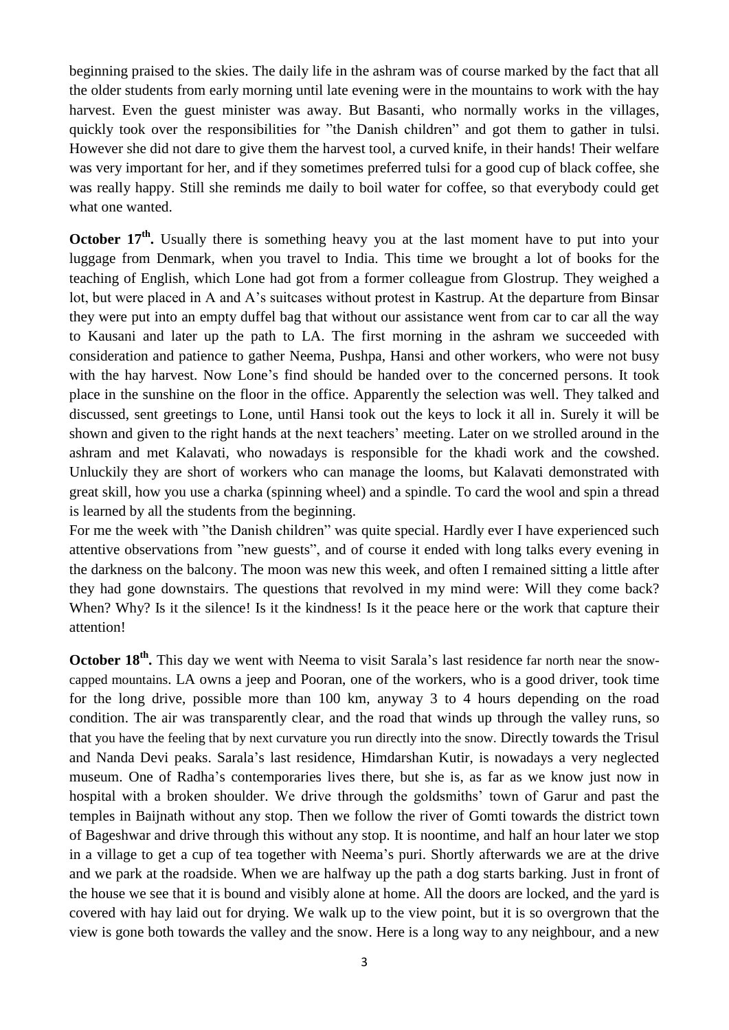beginning praised to the skies. The daily life in the ashram was of course marked by the fact that all the older students from early morning until late evening were in the mountains to work with the hay harvest. Even the guest minister was away. But Basanti, who normally works in the villages, quickly took over the responsibilities for "the Danish children" and got them to gather in tulsi. However she did not dare to give them the harvest tool, a curved knife, in their hands! Their welfare was very important for her, and if they sometimes preferred tulsi for a good cup of black coffee, she was really happy. Still she reminds me daily to boil water for coffee, so that everybody could get what one wanted.

**October 17th.** Usually there is something heavy you at the last moment have to put into your luggage from Denmark, when you travel to India. This time we brought a lot of books for the teaching of English, which Lone had got from a former colleague from Glostrup. They weighed a lot, but were placed in A and A's suitcases without protest in Kastrup. At the departure from Binsar they were put into an empty duffel bag that without our assistance went from car to car all the way to Kausani and later up the path to LA. The first morning in the ashram we succeeded with consideration and patience to gather Neema, Pushpa, Hansi and other workers, who were not busy with the hay harvest. Now Lone's find should be handed over to the concerned persons. It took place in the sunshine on the floor in the office. Apparently the selection was well. They talked and discussed, sent greetings to Lone, until Hansi took out the keys to lock it all in. Surely it will be shown and given to the right hands at the next teachers' meeting. Later on we strolled around in the ashram and met Kalavati, who nowadays is responsible for the khadi work and the cowshed. Unluckily they are short of workers who can manage the looms, but Kalavati demonstrated with great skill, how you use a charka (spinning wheel) and a spindle. To card the wool and spin a thread is learned by all the students from the beginning.

For me the week with "the Danish children" was quite special. Hardly ever I have experienced such attentive observations from "new guests", and of course it ended with long talks every evening in the darkness on the balcony. The moon was new this week, and often I remained sitting a little after they had gone downstairs. The questions that revolved in my mind were: Will they come back? When? Why? Is it the silence! Is it the kindness! Is it the peace here or the work that capture their attention!

**October 18th.** This day we went with Neema to visit Sarala's last residence far north near the snow-capped mountains. LA owns a jeep and Pooran, one of the workers, who is a good driver, took time for the long drive, possible more than 100 km, anyway 3 to 4 hours depending on the road condition. The air was transparently clear, and the road that winds up through the valley runs, so that you have the feeling that by next curvature you run directly into the snow. Directly towards the Trisul and Nanda Devi peaks. Sarala's last residence, Himdarshan Kutir, is nowadays a very neglected museum. One of Radha's contemporaries lives there, but she is, as far as we know just now in hospital with a broken shoulder. We drive through the goldsmiths' town of Garur and past the temples in Baijnath without any stop. Then we follow the river of Gomti towards the district town of Bageshwar and drive through this without any stop. It is noontime, and half an hour later we stop in a village to get a cup of tea together with Neema's puri. Shortly afterwards we are at the drive and we park at the roadside. When we are halfway up the path a dog starts barking. Just in front of the house we see that it is bound and visibly alone at home. All the doors are locked, and the yard is covered with hay laid out for drying. We walk up to the view point, but it is so overgrown that the view is gone both towards the valley and the snow. Here is a long way to any neighbour, and a new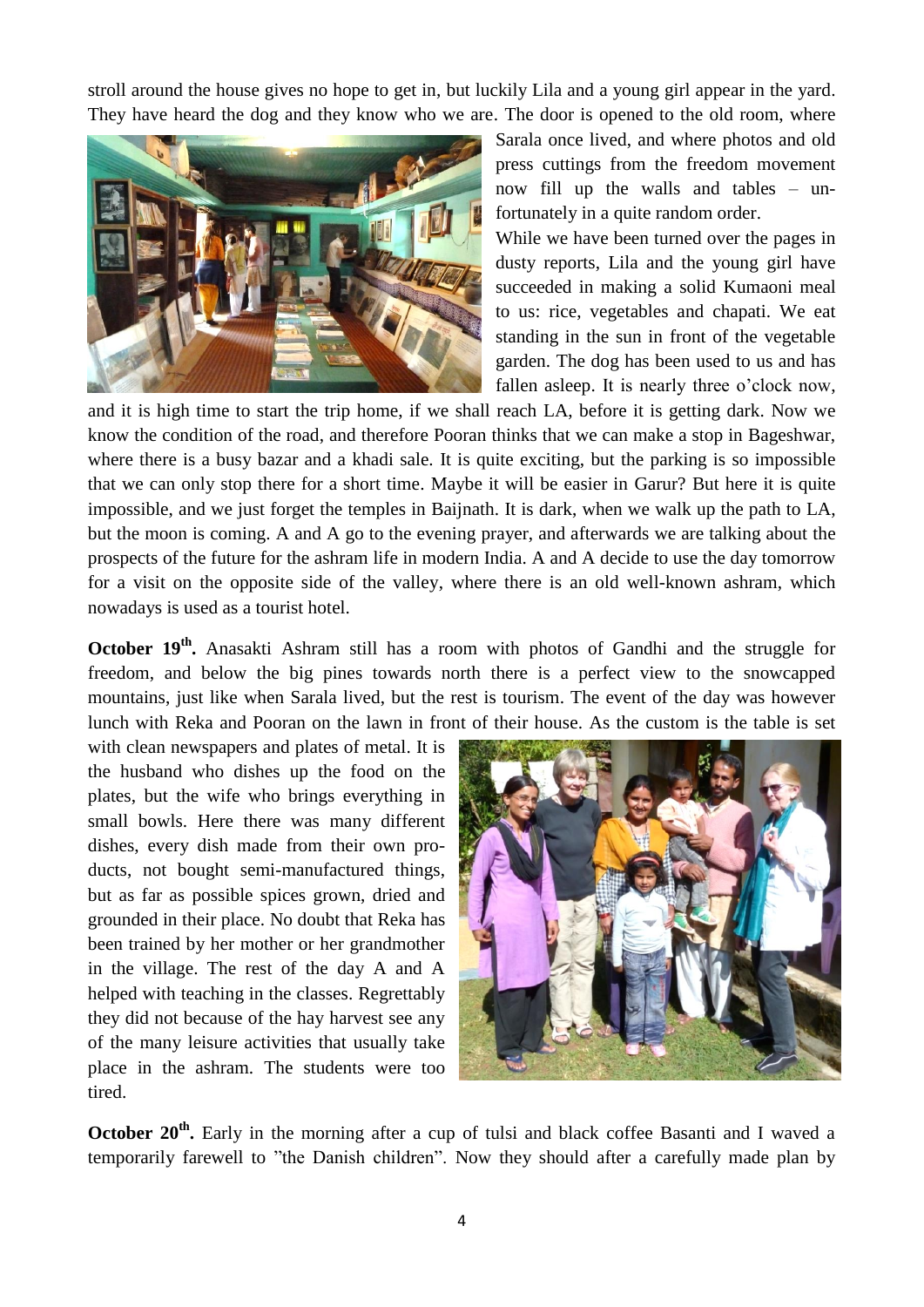stroll around the house gives no hope to get in, but luckily Lila and a young girl appear in the yard. They have heard the dog and they know who we are. The door is opened to the old room, where Sarala once lived, and where photos and old press cuttings from the freedom movement now fill up the walls and tables – unfortunately in a quite random order.

While we have been turned over the pages in dusty reports, Lila and the young girl have succeeded in making a solid Kumaoni meal to us: rice, vegetables and chapati. We eat standing in the sun in front of the vegetable garden. The dog has been used to us and has fallen asleep. It is nearly three o'clock now, and it is high time to start the trip home, if we shall reach LA, before it is getting dark. Now we know the condition of the road, and therefore Pooran thinks that we can make a stop in Bageshwar, where there is a busy bazar and a khadi sale. It is quite exciting, but the parking is so impossible that we can only stop there for a short time. Maybe it will be easier in Garur? But here it is quite impossible, and we just forget the temples in Baijnath. It is dark, when we walk up the path to LA, but the moon is coming. A and A go to the evening prayer, and afterwards we are talking about the prospects of the future for the ashram life in modern India. A and A decide to use the day tomorrow for a visit on the opposite side of the valley, where there is an old well-known ashram, which nowadays is used as a tourist hotel.

**October 19th.** Anasakti Ashram still has a room with photos of Gandhi and the struggle for freedom, and below the big pines towards north there is a perfect view to the snowcapped mountains, just like when Sarala lived, but the rest is tourism. The event of the day was however lunch with Reka and Pooran on the lawn in front of their house. As the custom is the table is set with clean newspapers and plates of metal. It is the husband who dishes up the food on the plates, but the wife who brings everything in small bowls. Here there was many different dishes, every dish made from their own products, not bought semi-manufactured things, but as far as possible spices grown, dried and grounded in their place. No doubt that Reka has been trained by her mother or her grandmother in the village. The rest of the day A and A helped with teaching in the classes. Regrettably they did not because of the hay harvest see any of the many leisure activities that usually take place in the ashram. The students were too tired.

**October 20th.** Early in the morning after a cup of tulsi and black coffee Basanti and I waved a temporarily farewell to "the Danish children". Now they should after a carefully made plan by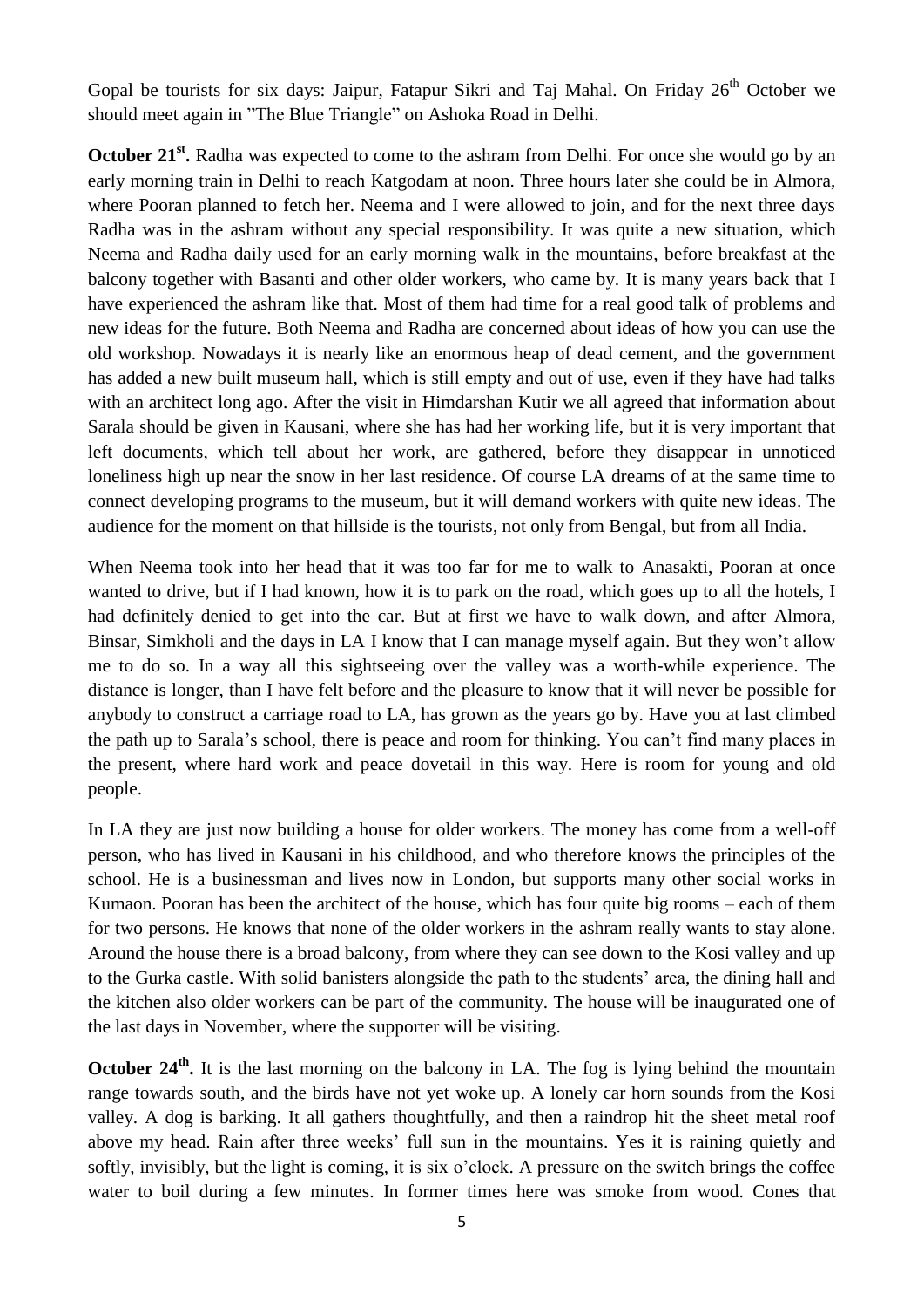Gopal be tourists for six days: Jaipur, Fatapur Sikri and Taj Mahal. On Friday 26th October we should meet again in "The Blue Triangle" on Ashoka Road in Delhi.

**October 21st.** Radha was expected to come to the ashram from Delhi. For once she would go by an early morning train in Delhi to reach Katgodam at noon. Three hours later she could be in Almora, where Pooran planned to fetch her. Neema and I were allowed to join, and for the next three days Radha was in the ashram without any special responsibility. It was quite a new situation, which Neema and Radha daily used for an early morning walk in the mountains, before breakfast at the balcony together with Basanti and other older workers, who came by. It is many years back that I have experienced the ashram like that. Most of them had time for a real good talk of problems and new ideas for the future. Both Neema and Radha are concerned about ideas of how you can use the old workshop. Nowadays it is nearly like an enormous heap of dead cement, and the government has added a new built museum hall, which is still empty and out of use, even if they have had talks with an architect long ago. After the visit in Himdarshan Kutir we all agreed that information about Sarala should be given in Kausani, where she has had her working life, but it is very important that left documents, which tell about her work, are gathered, before they disappear in unnoticed loneliness high up near the snow in her last residence. Of course LA dreams of at the same time to connect developing programs to the museum, but it will demand workers with quite new ideas. The audience for the moment on that hillside is the tourists, not only from Bengal, but from all India.

When Neema took into her head that it was too far for me to walk to Anasakti, Pooran at once wanted to drive, but if I had known, how it is to park on the road, which goes up to all the hotels, I had definitely denied to get into the car. But at first we have to walk down, and after Almora, Binsar, Simkholi and the days in LA I know that I can manage myself again. But they won't allow me to do so. In a way all this sightseeing over the valley was a worth-while experience. The distance is longer, than I have felt before and the pleasure to know that it will never be possible for anybody to construct a carriage road to LA, has grown as the years go by. Have you at last climbed the path up to Sarala's school, there is peace and room for thinking. You can't find many places in the present, where hard work and peace dovetail in this way. Here is room for young and old people.

In LA they are just now building a house for older workers. The money has come from a well-off person, who has lived in Kausani in his childhood, and who therefore knows the principles of the school. He is a businessman and lives now in London, but supports many other social works in Kumaon. Pooran has been the architect of the house, which has four quite big rooms – each of them for two persons. He knows that none of the older workers in the ashram really wants to stay alone. Around the house there is a broad balcony, from where they can see down to the Kosi valley and up to the Gurka castle. With solid banisters alongside the path to the students' area, the dining hall and the kitchen also older workers can be part of the community. The house will be inaugurated one of the last days in November, where the supporter will be visiting.

**October 24th.** It is the last morning on the balcony in LA. The fog is lying behind the mountain range towards south, and the birds have not yet woke up. A lonely car horn sounds from the Kosi valley. A dog is barking. It all gathers thoughtfully, and then a raindrop hit the sheet metal roof above my head. Rain after three weeks' full sun in the mountains. Yes it is raining quietly and softly, invisibly, but the light is coming, it is six o'clock. A pressure on the switch brings the coffee water to boil during a few minutes. In former times here was smoke from wood. Cones that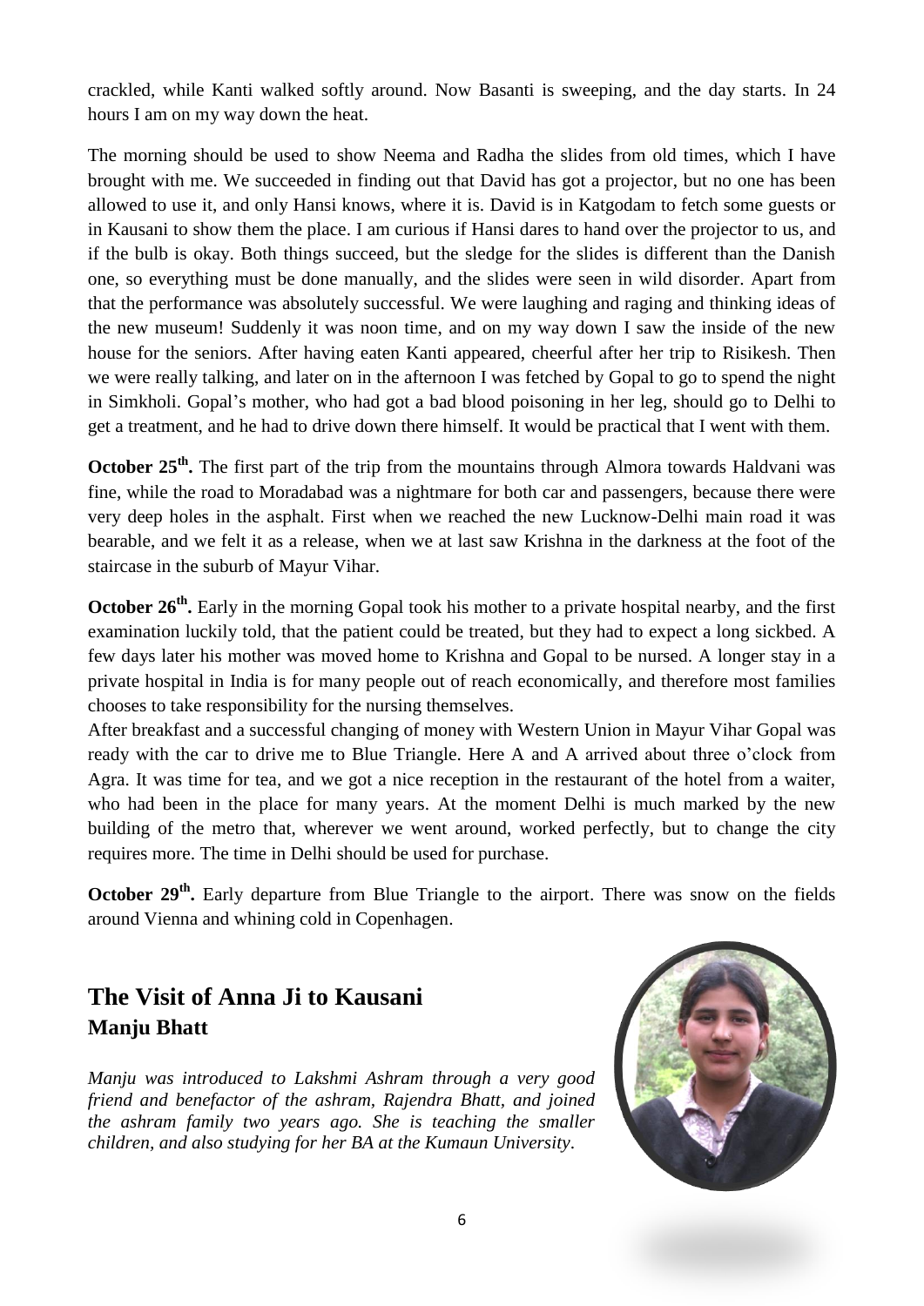crackled, while Kanti walked softly around. Now Basanti is sweeping, and the day starts. In 24 hours I am on my way down the heat.

The morning should be used to show Neema and Radha the slides from old times, which I have brought with me. We succeeded in finding out that David has got a projector, but no one has been allowed to use it, and only Hansi knows, where it is. David is in Katgodam to fetch some guests or in Kausani to show them the place. I am curious if Hansi dares to hand over the projector to us, and if the bulb is okay. Both things succeed, but the sledge for the slides is different than the Danish one, so everything must be done manually, and the slides were seen in wild disorder. Apart from that the performance was absolutely successful. We were laughing and raging and thinking ideas of the new museum! Suddenly it was noon time, and on my way down I saw the inside of the new house for the seniors. After having eaten Kanti appeared, cheerful after her trip to Risikesh. Then we were really talking, and later on in the afternoon I was fetched by Gopal to go to spend the night in Simkholi. Gopal's mother, who had got a bad blood poisoning in her leg, should go to Delhi to get a treatment, and he had to drive down there himself. It would be practical that I went with them.

**October 25th.** The first part of the trip from the mountains through Almora towards Haldvani was fine, while the road to Moradabad was a nightmare for both car and passengers, because there were very deep holes in the asphalt. First when we reached the new Lucknow-Delhi main road it was bearable, and we felt it as a release, when we at last saw Krishna in the darkness at the foot of the staircase in the suburb of Mayur Vihar.

**October 26th.** Early in the morning Gopal took his mother to a private hospital nearby, and the first examination luckily told, that the patient could be treated, but they had to expect a long sickbed. A few days later his mother was moved home to Krishna and Gopal to be nursed. A longer stay in a private hospital in India is for many people out of reach economically, and therefore most families chooses to take responsibility for the nursing themselves.
After breakfast and a successful changing of money with Western Union in Mayur Vihar Gopal was ready with the car to drive me to Blue Triangle. Here A and A arrived about three o'clock from Agra. It was time for tea, and we got a nice reception in the restaurant of the hotel from a waiter, who had been in the place for many years. At the moment Delhi is much marked by the new building of the metro that, wherever we went around, worked perfectly, but to change the city requires more. The time in Delhi should be used for purchase.

**October 29th.** Early departure from Blue Triangle to the airport. There was snow on the fields around Vienna and whining cold in Copenhagen.

## The Visit of Anna Ji to Kausani
### Manju Bhatt

*Manju was introduced to Lakshmi Ashram through a very good friend and benefactor of the ashram, Rajendra Bhatt, and joined the ashram family two years ago. She is teaching the smaller children, and also studying for her BA at the Kumaun University.*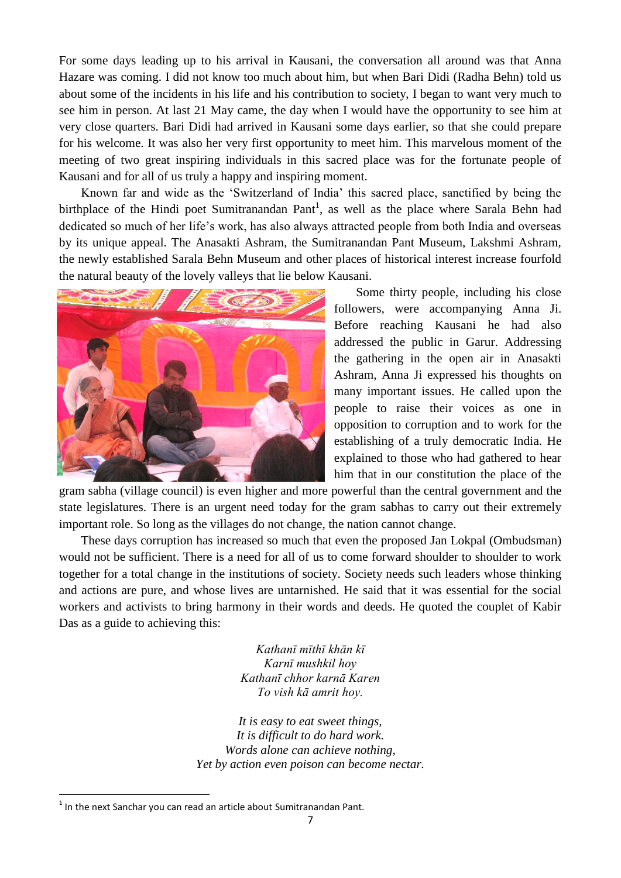For some days leading up to his arrival in Kausani, the conversation all around was that Anna Hazare was coming. I did not know too much about him, but when Bari Didi (Radha Behn) told us about some of the incidents in his life and his contribution to society, I began to want very much to see him in person. At last 21 May came, the day when I would have the opportunity to see him at very close quarters. Bari Didi had arrived in Kausani some days earlier, so that she could prepare for his welcome. It was also her very first opportunity to meet him. This marvelous moment of the meeting of two great inspiring individuals in this sacred place was for the fortunate people of Kausani and for all of us truly a happy and inspiring moment.

Known far and wide as the 'Switzerland of India' this sacred place, sanctified by being the birthplace of the Hindi poet Sumitranandan Pant[1], as well as the place where Sarala Behn had dedicated so much of her life's work, has also always attracted people from both India and overseas by its unique appeal. The Anasakti Ashram, the Sumitranandan Pant Museum, Lakshmi Ashram, the newly established Sarala Behn Museum and other places of historical interest increase fourfold the natural beauty of the lovely valleys that lie below Kausani.

Some thirty people, including his close followers, were accompanying Anna Ji. Before reaching Kausani he had also addressed the public in Garur. Addressing the gathering in the open air in Anasakti Ashram, Anna Ji expressed his thoughts on many important issues. He called upon the people to raise their voices as one in opposition to corruption and to work for the establishing of a truly democratic India. He explained to those who had gathered to hear him that in our constitution the place of the gram sabha (village council) is even higher and more powerful than the central government and the state legislatures. There is an urgent need today for the gram sabhas to carry out their extremely important role. So long as the villages do not change, the nation cannot change.

These days corruption has increased so much that even the proposed Jan Lokpal (Ombudsman) would not be sufficient. There is a need for all of us to come forward shoulder to shoulder to work together for a total change in the institutions of society. Society needs such leaders whose thinking and actions are pure, and whose lives are untarnished. He said that it was essential for the social workers and activists to bring harmony in their words and deeds. He quoted the couplet of Kabir Das as a guide to achieving this:

*Kathanī mīthī khān kī*
*Karnī mushkil hoy*
*Kathanī chhor karnā Karen*
*To vish kā amrit hoy.*

*It is easy to eat sweet things,*
*It is difficult to do hard work.*
*Words alone can achieve nothing,*
*Yet by action even poison can become nectar.*

[1] In the next Sanchar you can read an article about Sumitranandan Pant.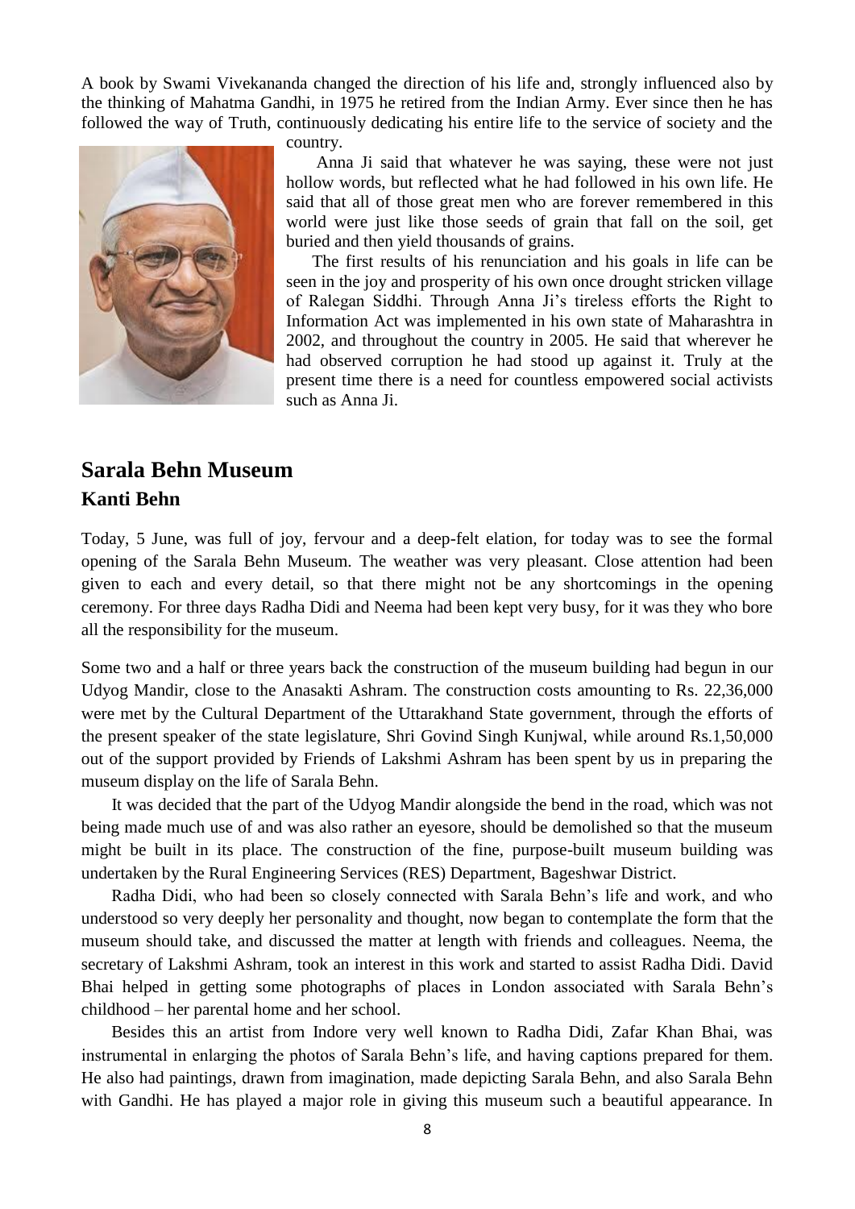A book by Swami Vivekananda changed the direction of his life and, strongly influenced also by the thinking of Mahatma Gandhi, in 1975 he retired from the Indian Army. Ever since then he has followed the way of Truth, continuously dedicating his entire life to the service of society and the country.

Anna Ji said that whatever he was saying, these were not just hollow words, but reflected what he had followed in his own life. He said that all of those great men who are forever remembered in this world were just like those seeds of grain that fall on the soil, get buried and then yield thousands of grains.

The first results of his renunciation and his goals in life can be seen in the joy and prosperity of his own once drought stricken village of Ralegan Siddhi. Through Anna Ji's tireless efforts the Right to Information Act was implemented in his own state of Maharashtra in 2002, and throughout the country in 2005. He said that wherever he had observed corruption he had stood up against it. Truly at the present time there is a need for countless empowered social activists such as Anna Ji.

## Sarala Behn Museum

### Kanti Behn

Today, 5 June, was full of joy, fervour and a deep-felt elation, for today was to see the formal opening of the Sarala Behn Museum. The weather was very pleasant. Close attention had been given to each and every detail, so that there might not be any shortcomings in the opening ceremony. For three days Radha Didi and Neema had been kept very busy, for it was they who bore all the responsibility for the museum.

Some two and a half or three years back the construction of the museum building had begun in our Udyog Mandir, close to the Anasakti Ashram. The construction costs amounting to Rs. 22,36,000 were met by the Cultural Department of the Uttarakhand State government, through the efforts of the present speaker of the state legislature, Shri Govind Singh Kunjwal, while around Rs.1,50,000 out of the support provided by Friends of Lakshmi Ashram has been spent by us in preparing the museum display on the life of Sarala Behn.

It was decided that the part of the Udyog Mandir alongside the bend in the road, which was not being made much use of and was also rather an eyesore, should be demolished so that the museum might be built in its place. The construction of the fine, purpose-built museum building was undertaken by the Rural Engineering Services (RES) Department, Bageshwar District.

Radha Didi, who had been so closely connected with Sarala Behn's life and work, and who understood so very deeply her personality and thought, now began to contemplate the form that the museum should take, and discussed the matter at length with friends and colleagues. Neema, the secretary of Lakshmi Ashram, took an interest in this work and started to assist Radha Didi. David Bhai helped in getting some photographs of places in London associated with Sarala Behn's childhood – her parental home and her school.

Besides this an artist from Indore very well known to Radha Didi, Zafar Khan Bhai, was instrumental in enlarging the photos of Sarala Behn's life, and having captions prepared for them. He also had paintings, drawn from imagination, made depicting Sarala Behn, and also Sarala Behn with Gandhi. He has played a major role in giving this museum such a beautiful appearance. In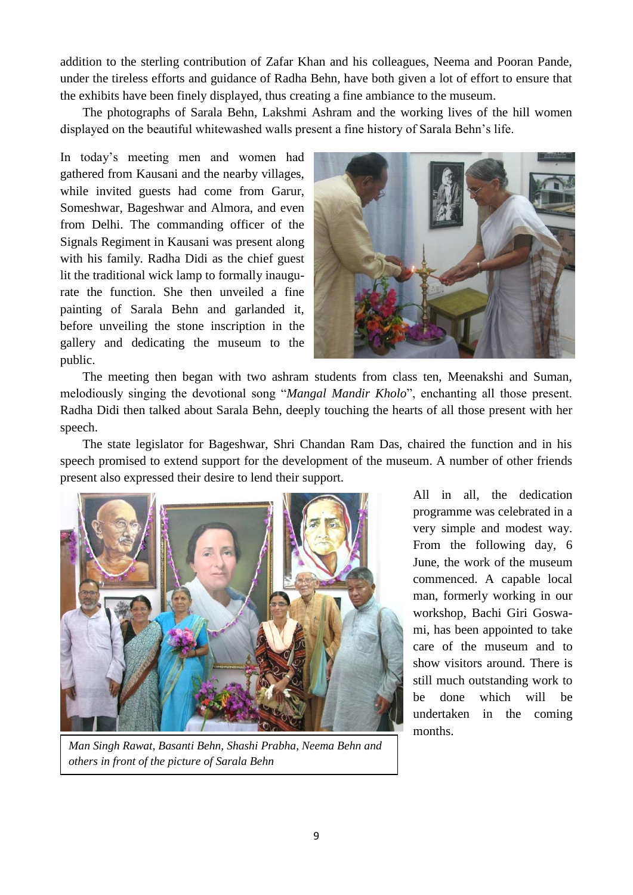addition to the sterling contribution of Zafar Khan and his colleagues, Neema and Pooran Pande, under the tireless efforts and guidance of Radha Behn, have both given a lot of effort to ensure that the exhibits have been finely displayed, thus creating a fine ambiance to the museum.

The photographs of Sarala Behn, Lakshmi Ashram and the working lives of the hill women displayed on the beautiful whitewashed walls present a fine history of Sarala Behn's life.

In today's meeting men and women had gathered from Kausani and the nearby villages, while invited guests had come from Garur, Someshwar, Bageshwar and Almora, and even from Delhi. The commanding officer of the Signals Regiment in Kausani was present along with his family. Radha Didi as the chief guest lit the traditional wick lamp to formally inaugurate the function. She then unveiled a fine painting of Sarala Behn and garlanded it, before unveiling the stone inscription in the gallery and dedicating the museum to the public.

The meeting then began with two ashram students from class ten, Meenakshi and Suman, melodiously singing the devotional song "*Mangal Mandir Kholo*", enchanting all those present. Radha Didi then talked about Sarala Behn, deeply touching the hearts of all those present with her speech.

The state legislator for Bageshwar, Shri Chandan Ram Das, chaired the function and in his speech promised to extend support for the development of the museum. A number of other friends present also expressed their desire to lend their support.

*Man Singh Rawat, Basanti Behn, Shashi Prabha, Neema Behn and others in front of the picture of Sarala Behn*

All in all, the dedication programme was celebrated in a very simple and modest way. From the following day, 6 June, the work of the museum commenced. A capable local man, formerly working in our workshop, Bachi Giri Goswami, has been appointed to take care of the museum and to show visitors around. There is still much outstanding work to be done which will be undertaken in the coming months.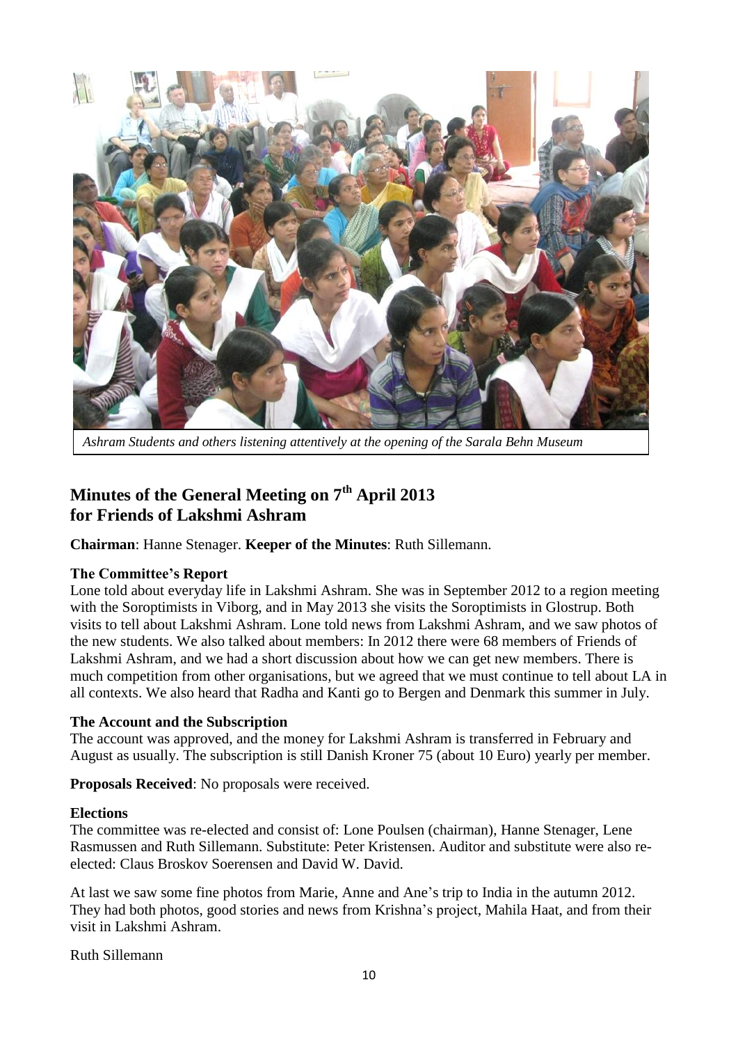*Ashram Students and others listening attentively at the opening of the Sarala Behn Museum*

## Minutes of the General Meeting on 7th April 2013 for Friends of Lakshmi Ashram

**Chairman**: Hanne Stenager. **Keeper of the Minutes**: Ruth Sillemann.

**The Committee's Report**

Lone told about everyday life in Lakshmi Ashram. She was in September 2012 to a region meeting with the Soroptimists in Viborg, and in May 2013 she visits the Soroptimists in Glostrup. Both visits to tell about Lakshmi Ashram. Lone told news from Lakshmi Ashram, and we saw photos of the new students. We also talked about members: In 2012 there were 68 members of Friends of Lakshmi Ashram, and we had a short discussion about how we can get new members. There is much competition from other organisations, but we agreed that we must continue to tell about LA in all contexts. We also heard that Radha and Kanti go to Bergen and Denmark this summer in July.

**The Account and the Subscription**

The account was approved, and the money for Lakshmi Ashram is transferred in February and August as usually. The subscription is still Danish Kroner 75 (about 10 Euro) yearly per member.

**Proposals Received**: No proposals were received.

**Elections**

The committee was re-elected and consist of: Lone Poulsen (chairman), Hanne Stenager, Lene Rasmussen and Ruth Sillemann. Substitute: Peter Kristensen. Auditor and substitute were also re-elected: Claus Broskov Soerensen and David W. David.

At last we saw some fine photos from Marie, Anne and Ane's trip to India in the autumn 2012. They had both photos, good stories and news from Krishna's project, Mahila Haat, and from their visit in Lakshmi Ashram.

Ruth Sillemann